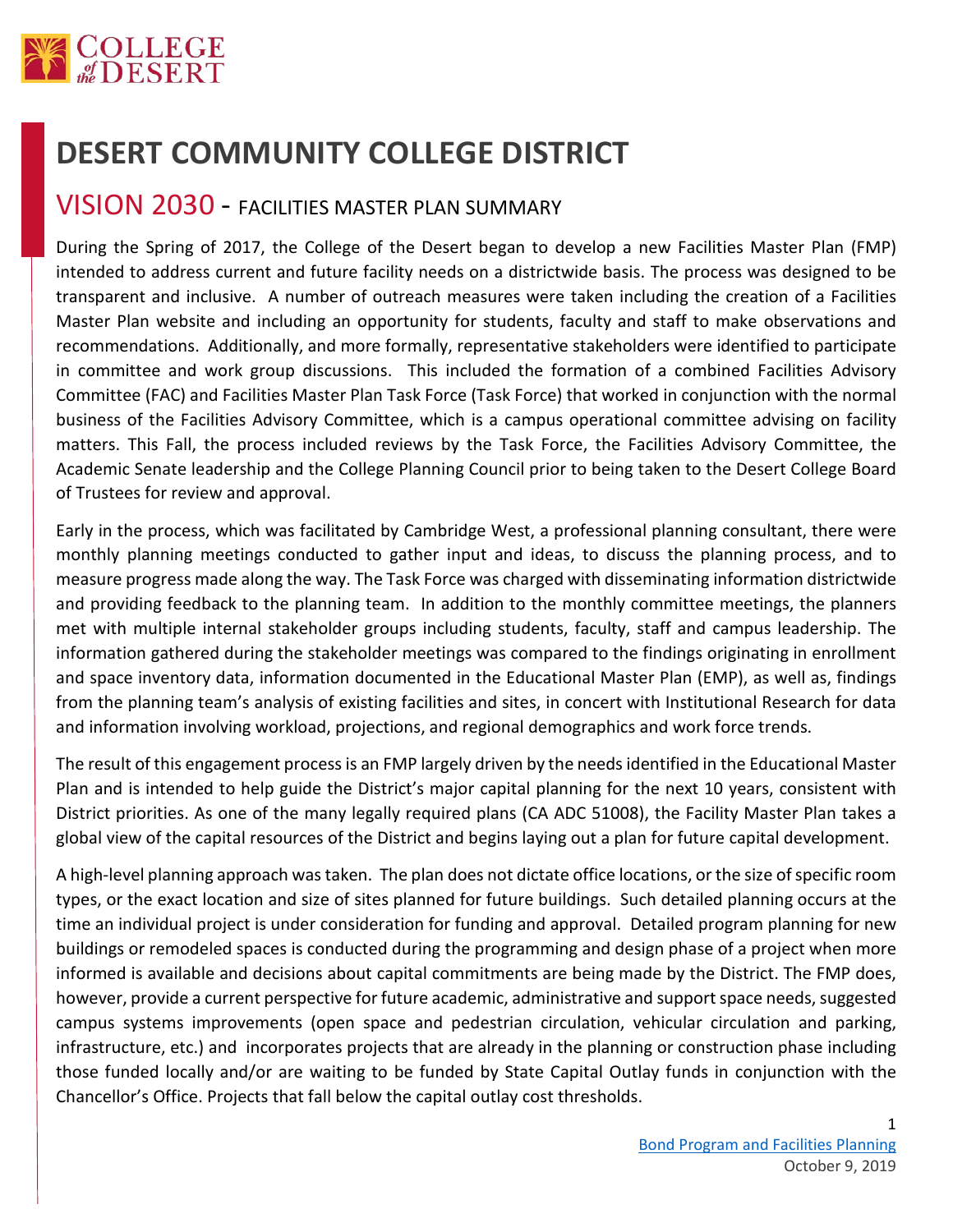# DESERT COMMUNITY COLLEGE DISTRICT

## VISION 2030 - FACILITIES MASTER PLAN SUMMARY

During the Spring of 2017, the College of the Desert began to develop a new Facilities Master Plan (FMP) intended to address current and future facility needs on a districtwide basis. The process was designed to be transparent and inclusive. A number of outreach measures were taken including the creation of a Facilities Master Plan website and including an opportunity for students, faculty and staff to make observations and recommendations. Additionally, and more formally, representative stakeholders were identified to participate in committee and work group discussions. This included the formation of a combined Facilities Advisory Committee (FAC) and Facilities Master Plan Task Force (Task Force) that worked in conjunction with the normal business of the Facilities Advisory Committee, which is a campus operational committee advising on facility matters. This Fall, the process included reviews by the Task Force, the Facilities Advisory Committee, the Academic Senate leadership and the College Planning Council prior to being taken to the Desert College Board of Trustees for review and approval.

Early in the process, which was facilitated by Cambridge West, a professional planning consultant, there were monthly planning meetings conducted to gather input and ideas, to discuss the planning process, and to measure progress made along the way. The Task Force was charged with disseminating information districtwide and providing feedback to the planning team. In addition to the monthly committee meetings, the planners met with multiple internal stakeholder groups including students, faculty, staff and campus leadership. The information gathered during the stakeholder meetings was compared to the findings originating in enrollment and space inventory data, information documented in the Educational Master Plan (EMP), as well as, findings from the planning team's analysis of existing facilities and sites, in concert with Institutional Research for data and information involving workload, projections, and regional demographics and work force trends.

The result of this engagement process is an FMP largely driven by the needs identified in the Educational Master Plan and is intended to help guide the District's major capital planning for the next 10 years, consistent with District priorities. As one of the many legally required plans (CA ADC 51008), the Facility Master Plan takes a global view of the capital resources of the District and begins laying out a plan for future capital development.

A high-level planning approach was taken. The plan does not dictate office locations, or the size of specific room types, or the exact location and size of sites planned for future buildings. Such detailed planning occurs at the time an individual project is under consideration for funding and approval. Detailed program planning for new buildings or remodeled spaces is conducted during the programming and design phase of a project when more informed is available and decisions about capital commitments are being made by the District. The FMP does, however, provide a current perspective for future academic, administrative and support space needs, suggested campus systems improvements (open space and pedestrian circulation, vehicular circulation and parking, infrastructure, etc.) and incorporates projects that are already in the planning or construction phase including those funded locally and/or are waiting to be funded by State Capital Outlay funds in conjunction with the Chancellor's Office. Projects that fall below the capital outlay cost thresholds.

Bond Program and Facilities Planning
October 9, 2019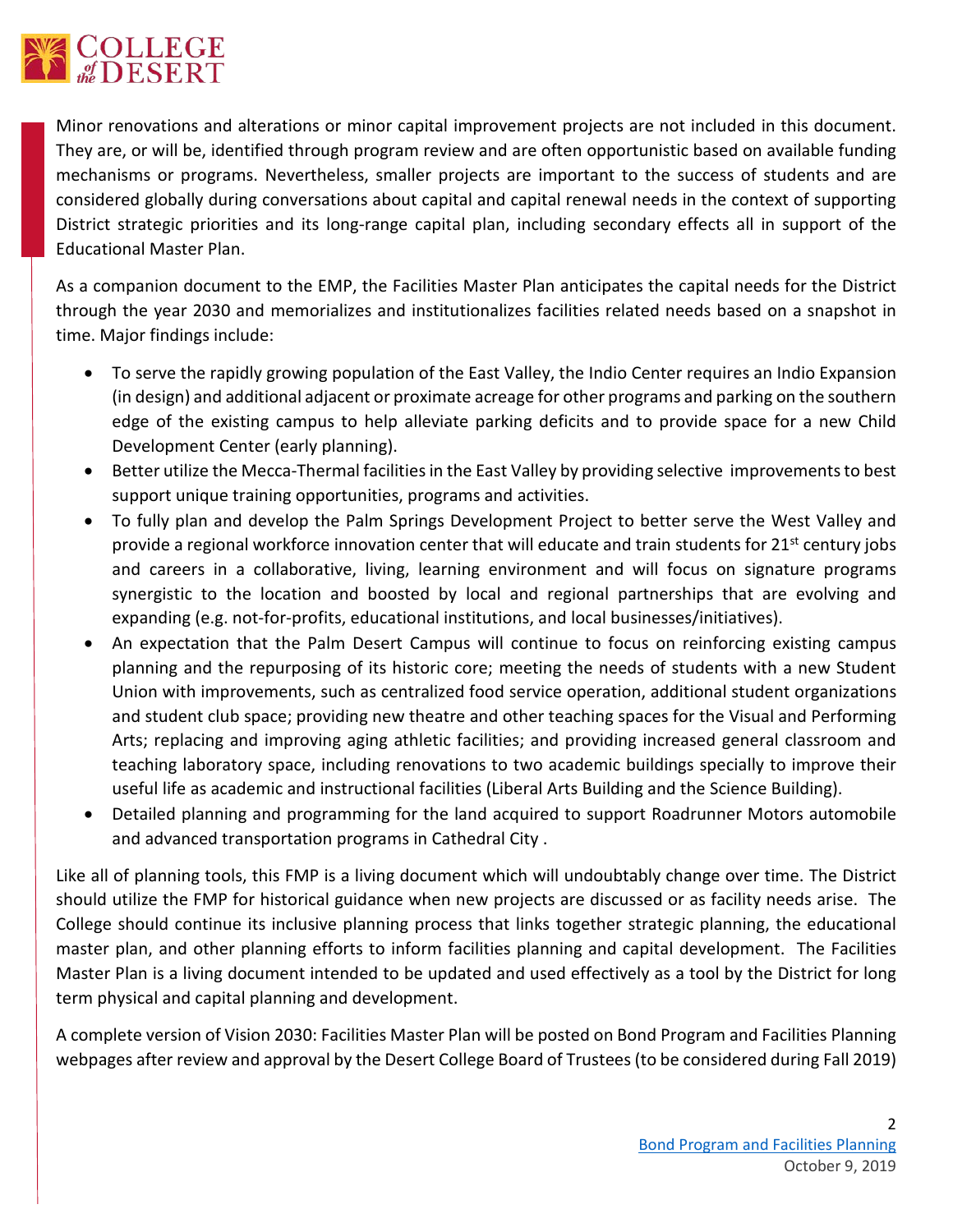Minor renovations and alterations or minor capital improvement projects are not included in this document. They are, or will be, identified through program review and are often opportunistic based on available funding mechanisms or programs. Nevertheless, smaller projects are important to the success of students and are considered globally during conversations about capital and capital renewal needs in the context of supporting District strategic priorities and its long-range capital plan, including secondary effects all in support of the Educational Master Plan.

As a companion document to the EMP, the Facilities Master Plan anticipates the capital needs for the District through the year 2030 and memorializes and institutionalizes facilities related needs based on a snapshot in time. Major findings include:

- To serve the rapidly growing population of the East Valley, the Indio Center requires an Indio Expansion (in design) and additional adjacent or proximate acreage for other programs and parking on the southern edge of the existing campus to help alleviate parking deficits and to provide space for a new Child Development Center (early planning).
- Better utilize the Mecca-Thermal facilities in the East Valley by providing selective improvements to best support unique training opportunities, programs and activities.
- To fully plan and develop the Palm Springs Development Project to better serve the West Valley and provide a regional workforce innovation center that will educate and train students for 21st century jobs and careers in a collaborative, living, learning environment and will focus on signature programs synergistic to the location and boosted by local and regional partnerships that are evolving and expanding (e.g. not-for-profits, educational institutions, and local businesses/initiatives).
- An expectation that the Palm Desert Campus will continue to focus on reinforcing existing campus planning and the repurposing of its historic core; meeting the needs of students with a new Student Union with improvements, such as centralized food service operation, additional student organizations and student club space; providing new theatre and other teaching spaces for the Visual and Performing Arts; replacing and improving aging athletic facilities; and providing increased general classroom and teaching laboratory space, including renovations to two academic buildings specially to improve their useful life as academic and instructional facilities (Liberal Arts Building and the Science Building).
- Detailed planning and programming for the land acquired to support Roadrunner Motors automobile and advanced transportation programs in Cathedral City .

Like all of planning tools, this FMP is a living document which will undoubtably change over time. The District should utilize the FMP for historical guidance when new projects are discussed or as facility needs arise. The College should continue its inclusive planning process that links together strategic planning, the educational master plan, and other planning efforts to inform facilities planning and capital development. The Facilities Master Plan is a living document intended to be updated and used effectively as a tool by the District for long term physical and capital planning and development.

A complete version of Vision 2030: Facilities Master Plan will be posted on Bond Program and Facilities Planning webpages after review and approval by the Desert College Board of Trustees (to be considered during Fall 2019)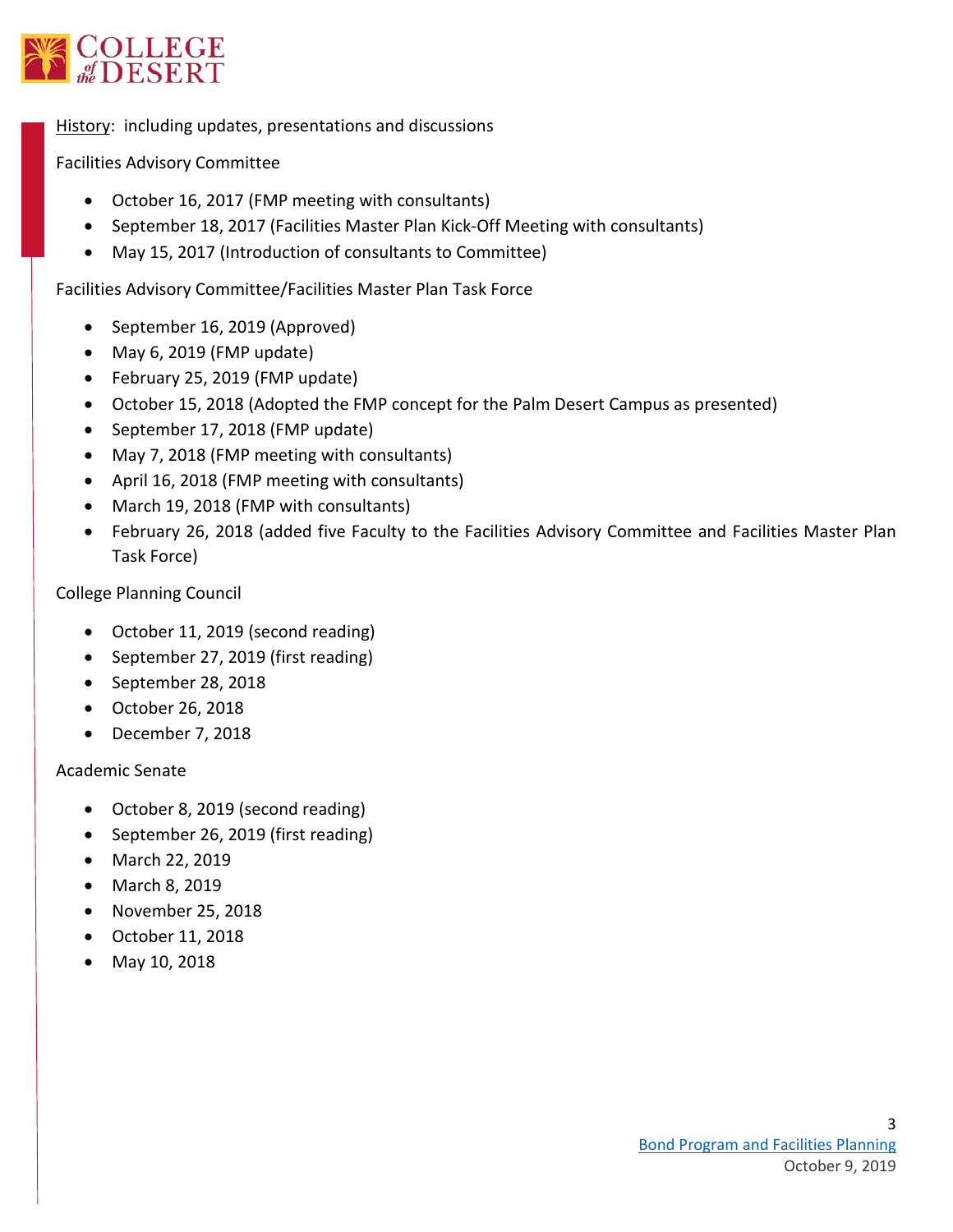History: including updates, presentations and discussions

Facilities Advisory Committee

- October 16, 2017 (FMP meeting with consultants)
- September 18, 2017 (Facilities Master Plan Kick-Off Meeting with consultants)
- May 15, 2017 (Introduction of consultants to Committee)

Facilities Advisory Committee/Facilities Master Plan Task Force

- September 16, 2019 (Approved)
- May 6, 2019 (FMP update)
- February 25, 2019 (FMP update)
- October 15, 2018 (Adopted the FMP concept for the Palm Desert Campus as presented)
- September 17, 2018 (FMP update)
- May 7, 2018 (FMP meeting with consultants)
- April 16, 2018 (FMP meeting with consultants)
- March 19, 2018 (FMP with consultants)
- February 26, 2018 (added five Faculty to the Facilities Advisory Committee and Facilities Master Plan Task Force)

College Planning Council

- October 11, 2019 (second reading)
- September 27, 2019 (first reading)
- September 28, 2018
- October 26, 2018
- December 7, 2018

Academic Senate

- October 8, 2019 (second reading)
- September 26, 2019 (first reading)
- March 22, 2019
- March 8, 2019
- November 25, 2018
- October 11, 2018
- May 10, 2018